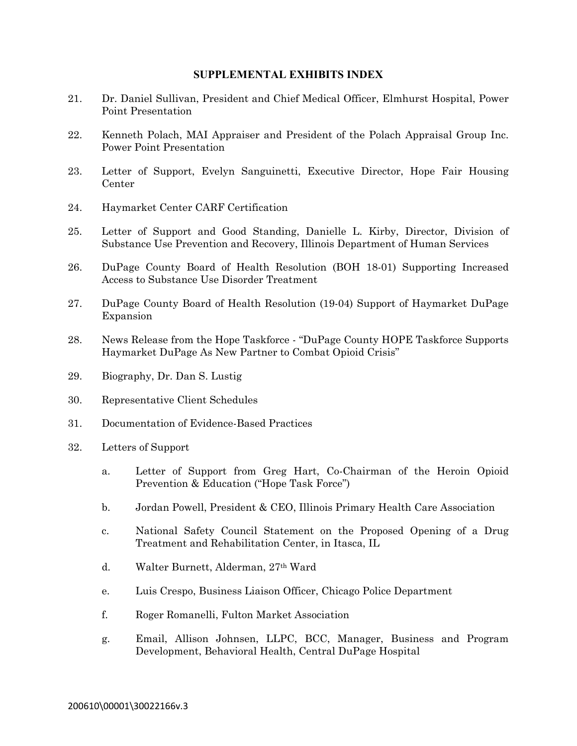# SUPPLEMENTAL EXHIBITS INDEX

21. Dr. Daniel Sullivan, President and Chief Medical Officer, Elmhurst Hospital, Power Point Presentation

22. Kenneth Polach, MAI Appraiser and President of the Polach Appraisal Group Inc. Power Point Presentation

23. Letter of Support, Evelyn Sanguinetti, Executive Director, Hope Fair Housing Center

24. Haymarket Center CARF Certification

25. Letter of Support and Good Standing, Danielle L. Kirby, Director, Division of Substance Use Prevention and Recovery, Illinois Department of Human Services

26. DuPage County Board of Health Resolution (BOH 18-01) Supporting Increased Access to Substance Use Disorder Treatment

27. DuPage County Board of Health Resolution (19-04) Support of Haymarket DuPage Expansion

28. News Release from the Hope Taskforce - "DuPage County HOPE Taskforce Supports Haymarket DuPage As New Partner to Combat Opioid Crisis"

29. Biography, Dr. Dan S. Lustig

30. Representative Client Schedules

31. Documentation of Evidence-Based Practices

32. Letters of Support

    a. Letter of Support from Greg Hart, Co-Chairman of the Heroin Opioid Prevention & Education ("Hope Task Force")

    b. Jordan Powell, President & CEO, Illinois Primary Health Care Association

    c. National Safety Council Statement on the Proposed Opening of a Drug Treatment and Rehabilitation Center, in Itasca, IL

    d. Walter Burnett, Alderman, 27th Ward

    e. Luis Crespo, Business Liaison Officer, Chicago Police Department

    f. Roger Romanelli, Fulton Market Association

    g. Email, Allison Johnsen, LLPC, BCC, Manager, Business and Program Development, Behavioral Health, Central DuPage Hospital

200610\00001\30022166v.3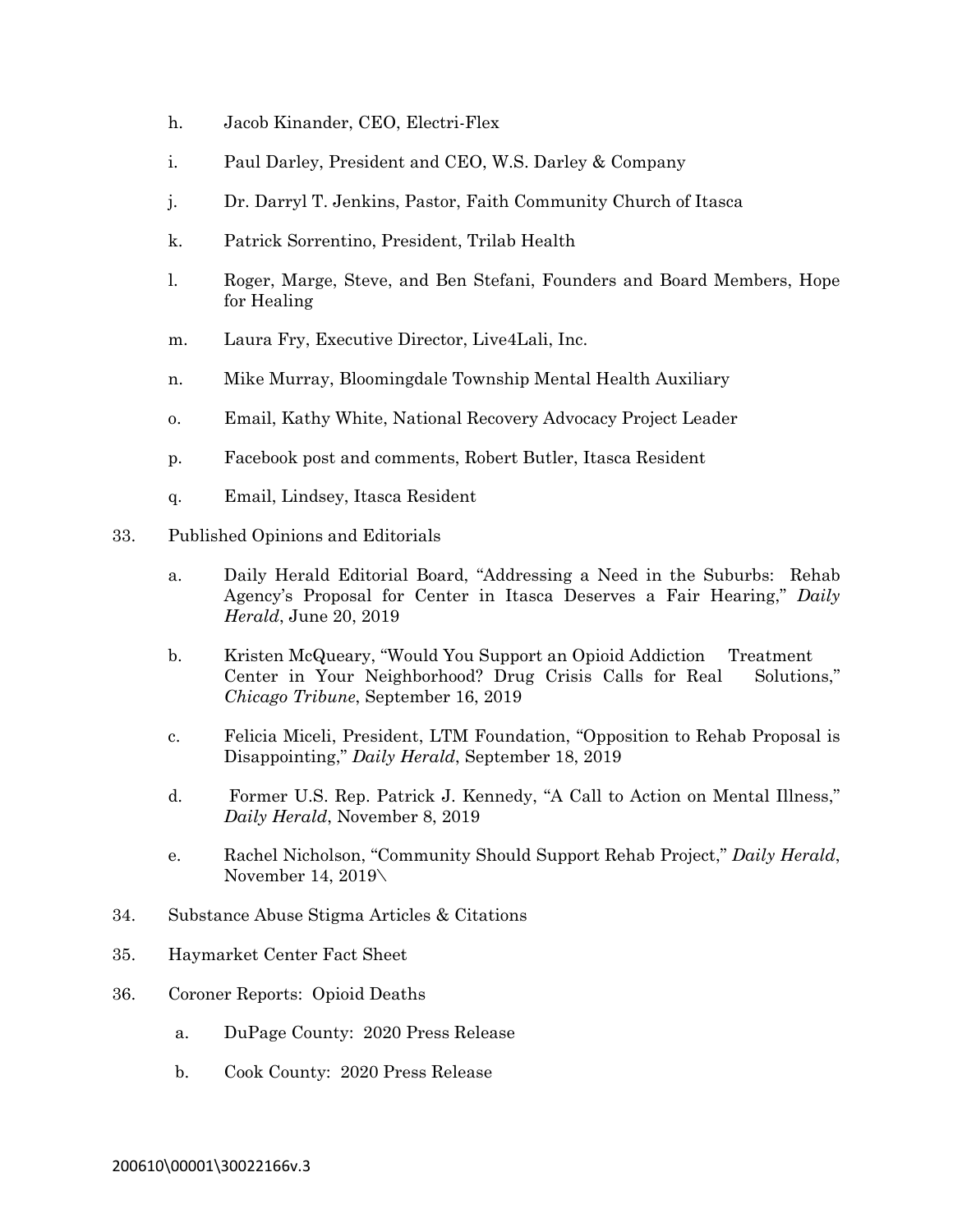h. Jacob Kinander, CEO, Electri-Flex

i. Paul Darley, President and CEO, W.S. Darley & Company

j. Dr. Darryl T. Jenkins, Pastor, Faith Community Church of Itasca

k. Patrick Sorrentino, President, Trilab Health

l. Roger, Marge, Steve, and Ben Stefani, Founders and Board Members, Hope for Healing

m. Laura Fry, Executive Director, Live4Lali, Inc.

n. Mike Murray, Bloomingdale Township Mental Health Auxiliary

o. Email, Kathy White, National Recovery Advocacy Project Leader

p. Facebook post and comments, Robert Butler, Itasca Resident

q. Email, Lindsey, Itasca Resident

33. Published Opinions and Editorials

a. Daily Herald Editorial Board, "Addressing a Need in the Suburbs: Rehab Agency's Proposal for Center in Itasca Deserves a Fair Hearing," *Daily Herald*, June 20, 2019

b. Kristen McQueary, "Would You Support an Opioid Addiction Treatment Center in Your Neighborhood? Drug Crisis Calls for Real Solutions," *Chicago Tribune*, September 16, 2019

c. Felicia Miceli, President, LTM Foundation, "Opposition to Rehab Proposal is Disappointing," *Daily Herald*, September 18, 2019

d. Former U.S. Rep. Patrick J. Kennedy, "A Call to Action on Mental Illness," *Daily Herald*, November 8, 2019

e. Rachel Nicholson, "Community Should Support Rehab Project," *Daily Herald*, November 14, 2019\

34. Substance Abuse Stigma Articles & Citations

35. Haymarket Center Fact Sheet

36. Coroner Reports: Opioid Deaths

a. DuPage County: 2020 Press Release

b. Cook County: 2020 Press Release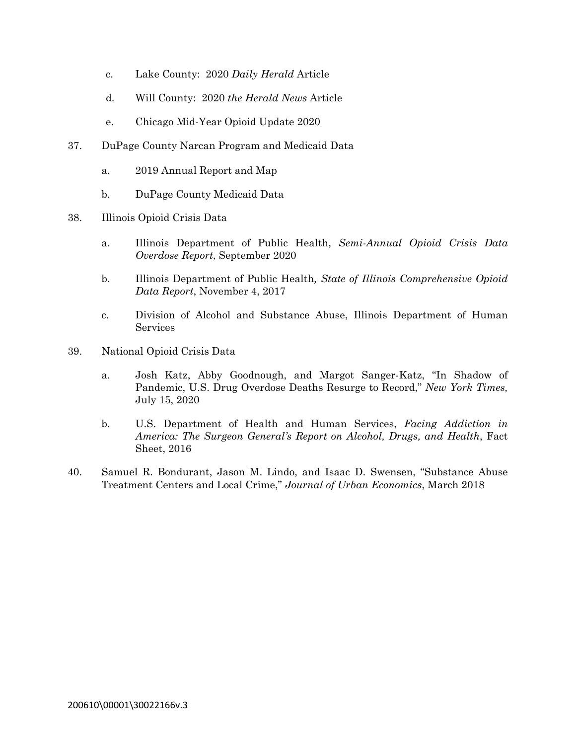c. Lake County: 2020 *Daily Herald* Article

d. Will County: 2020 *the Herald News* Article

e. Chicago Mid-Year Opioid Update 2020

37. DuPage County Narcan Program and Medicaid Data

    a. 2019 Annual Report and Map

    b. DuPage County Medicaid Data

38. Illinois Opioid Crisis Data

    a. Illinois Department of Public Health, *Semi-Annual Opioid Crisis Data Overdose Report*, September 2020

    b. Illinois Department of Public Health*, State of Illinois Comprehensive Opioid Data Report*, November 4, 2017

    c. Division of Alcohol and Substance Abuse, Illinois Department of Human Services

39. National Opioid Crisis Data

    a. Josh Katz, Abby Goodnough, and Margot Sanger-Katz, "In Shadow of Pandemic, U.S. Drug Overdose Deaths Resurge to Record," *New York Times,* July 15, 2020

    b. U.S. Department of Health and Human Services, *Facing Addiction in America: The Surgeon General's Report on Alcohol, Drugs, and Health*, Fact Sheet, 2016

40. Samuel R. Bondurant, Jason M. Lindo, and Isaac D. Swensen, "Substance Abuse Treatment Centers and Local Crime," *Journal of Urban Economics*, March 2018

200610\00001\30022166v.3